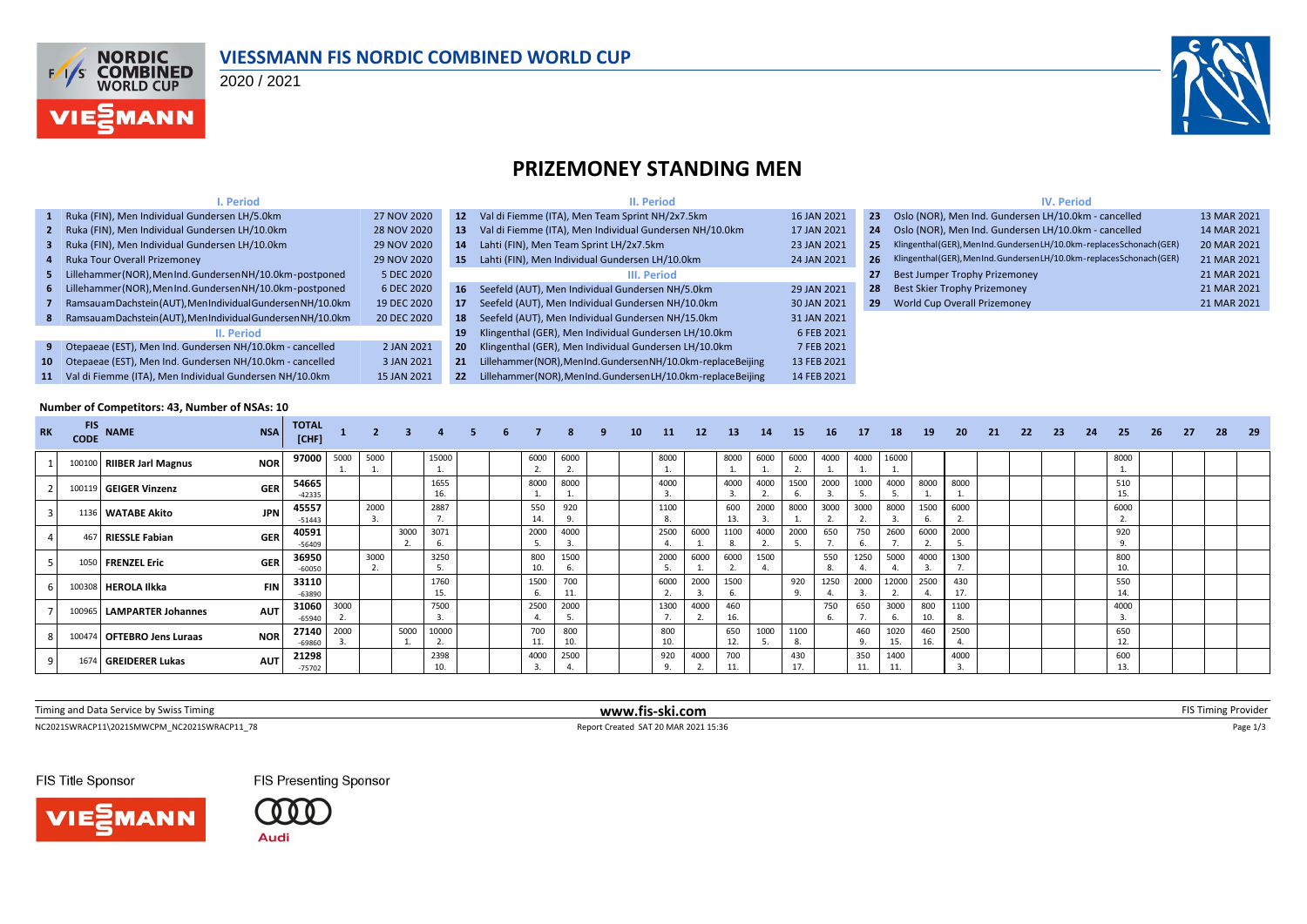# VIESSMANN FIS NORDIC COMBINED WORLD CUP

2020 / 2021

## PRIZEMONEY STANDING MEN

### I. Period

| No. | Event | Date |
|---|---|---|
| 1 | Ruka (FIN), Men Individual Gundersen LH/5.0km | 27 NOV 2020 |
| 2 | Ruka (FIN), Men Individual Gundersen LH/10.0km | 28 NOV 2020 |
| 3 | Ruka (FIN), Men Individual Gundersen LH/10.0km | 29 NOV 2020 |
| 4 | Ruka Tour Overall Prizemoney | 29 NOV 2020 |
| 5 | Lillehammer(NOR), MenInd.GundersenNH/10.0km-postponed | 5 DEC 2020 |
| 6 | Lillehammer(NOR), MenInd.GundersenNH/10.0km-postponed | 6 DEC 2020 |
| 7 | RamsauamDachstein(AUT), MenIndividualGundersenNH/10.0km | 19 DEC 2020 |
| 8 | RamsauamDachstein(AUT), MenIndividualGundersenNH/10.0km | 20 DEC 2020 |

### II. Period

| No. | Event | Date |
|---|---|---|
| 9 | Otepaeae (EST), Men Ind. Gundersen NH/10.0km - cancelled | 2 JAN 2021 |
| 10 | Otepaeae (EST), Men Ind. Gundersen NH/10.0km - cancelled | 3 JAN 2021 |
| 11 | Val di Fiemme (ITA), Men Individual Gundersen NH/10.0km | 15 JAN 2021 |
| 12 | Val di Fiemme (ITA), Men Team Sprint NH/2x7.5km | 16 JAN 2021 |
| 13 | Val di Fiemme (ITA), Men Individual Gundersen NH/10.0km | 17 JAN 2021 |
| 14 | Lahti (FIN), Men Team Sprint LH/2x7.5km | 23 JAN 2021 |
| 15 | Lahti (FIN), Men Individual Gundersen LH/10.0km | 24 JAN 2021 |

### III. Period

| No. | Event | Date |
|---|---|---|
| 16 | Seefeld (AUT), Men Individual Gundersen NH/5.0km | 29 JAN 2021 |
| 17 | Seefeld (AUT), Men Individual Gundersen NH/10.0km | 30 JAN 2021 |
| 18 | Seefeld (AUT), Men Individual Gundersen NH/15.0km | 31 JAN 2021 |
| 19 | Klingenthal (GER), Men Individual Gundersen LH/10.0km | 6 FEB 2021 |
| 20 | Klingenthal (GER), Men Individual Gundersen LH/10.0km | 7 FEB 2021 |
| 21 | Lillehammer(NOR), MenInd.GundersenNH/10.0km-replaceBeijing | 13 FEB 2021 |
| 22 | Lillehammer(NOR), MenInd.GundersenLH/10.0km-replaceBeijing | 14 FEB 2021 |

### IV. Period

| No. | Event | Date |
|---|---|---|
| 23 | Oslo (NOR), Men Ind. Gundersen LH/10.0km - cancelled | 13 MAR 2021 |
| 24 | Oslo (NOR), Men Ind. Gundersen LH/10.0km - cancelled | 14 MAR 2021 |
| 25 | Klingenthal(GER), MenInd.GundersenLH/10.0km-replacesSchonach(GER) | 20 MAR 2021 |
| 26 | Klingenthal(GER), MenInd.GundersenLH/10.0km-replacesSchonach(GER) | 21 MAR 2021 |
| 27 | Best Jumper Trophy Prizemoney | 21 MAR 2021 |
| 28 | Best Skier Trophy Prizemoney | 21 MAR 2021 |
| 29 | World Cup Overall Prizemoney | 21 MAR 2021 |

**Number of Competitors: 43, Number of NSAs: 10**

| RK | FIS CODE | NAME | NSA | TOTAL [CHF] | 1 | 2 | 3 | 4 | 5 | 6 | 7 | 8 | 9 | 10 | 11 | 12 | 13 | 14 | 15 | 16 | 17 | 18 | 19 | 20 | 21 | 22 | 23 | 24 | 25 | 26 | 27 | 28 | 29 |
|---|---|---|---|---|---|---|---|---|---|---|---|---|---|---|---|---|---|---|---|---|---|---|---|---|---|---|---|---|---|---|---|---|---|
| 1 | 100100 | RIIBER Jarl Magnus | NOR | 97000 | 5000 1. | 5000 1. | | 15000 1. | | | 6000 2. | 6000 2. | | | 8000 1. | | 8000 1. | 6000 1. | 6000 2. | 4000 1. | 4000 1. | 16000 1. | | | | | | | 8000 1. | | | | |
| 2 | 100119 | GEIGER Vinzenz | GER | 54665 -42335 | | | | 1655 16. | | | 8000 1. | 8000 1. | | | 4000 3. | | 4000 3. | 4000 2. | 1500 6. | 2000 3. | 1000 5. | 4000 5. | 8000 1. | 8000 1. | | | | | 510 15. | | | | |
| 3 | 1136 | WATABE Akito | JPN | 45557 -51443 | | 2000 3. | | 2887 7. | | | 550 14. | 920 9. | | | 1100 8. | | 600 13. | 2000 3. | 8000 1. | 3000 2. | 3000 2. | 8000 3. | 1500 6. | 6000 2. | | | | | 6000 2. | | | | |
| 4 | 467 | RIESSLE Fabian | GER | 40591 -56409 | | | 3000 2. | 3071 6. | | | 2000 5. | 4000 3. | | | 2500 4. | 6000 1. | 1100 8. | 4000 2. | 2000 5. | 650 7. | 750 6. | 2600 7. | 6000 2. | 2000 5. | | | | | 920 9. | | | | |
| 5 | 1050 | FRENZEL Eric | GER | 36950 -60050 | | 3000 2. | | 3250 5. | | | 800 10. | 1500 6. | | | 2000 5. | 6000 1. | 6000 2. | 1500 4. | | 550 8. | 1250 4. | 5000 4. | 4000 3. | 1300 7. | | | | | 800 10. | | | | |
| 6 | 100308 | HEROLA Ilkka | FIN | 33110 -63890 | | | | 1760 15. | | | 1500 6. | 700 11. | | | 6000 2. | 2000 3. | 1500 6. | | 920 9. | 1250 4. | 2000 3. | 12000 2. | 2500 4. | 430 17. | | | | | 550 14. | | | | |
| 7 | 100965 | LAMPARTER Johannes | AUT | 31060 -65940 | 3000 2. | | | 7500 3. | | | 2500 4. | 2000 5. | | | 1300 7. | 4000 2. | 460 16. | | | 750 6. | 650 7. | 3000 6. | 800 10. | 1100 8. | | | | | 4000 3. | | | | |
| 8 | 100474 | OFTEBRO Jens Luraas | NOR | 27140 -69860 | 2000 3. | | 5000 1. | 10000 2. | | | 700 11. | 800 10. | | | 800 10. | | 650 12. | 1000 5. | 1100 8. | | 460 9. | 1020 15. | 460 16. | 2500 4. | | | | | 650 12. | | | | |
| 9 | 1674 | GREIDERER Lukas | AUT | 21298 -75702 | | | | 2398 10. | | | 4000 3. | 2500 4. | | | 920 9. | 4000 2. | 700 11. | | 430 17. | | 350 11. | 1400 11. | | 4000 3. | | | | | 600 13. | | | | |

Timing and Data Service by Swiss Timing — www.fis-ski.com — FIS Timing Provider

NC2021SWRACP11\2021SMWCPM_NC2021SWRACP11_78 — Report Created SAT 20 MAR 2021 15:36

FIS Title Sponsor: VIESSMANN — FIS Presenting Sponsor: Audi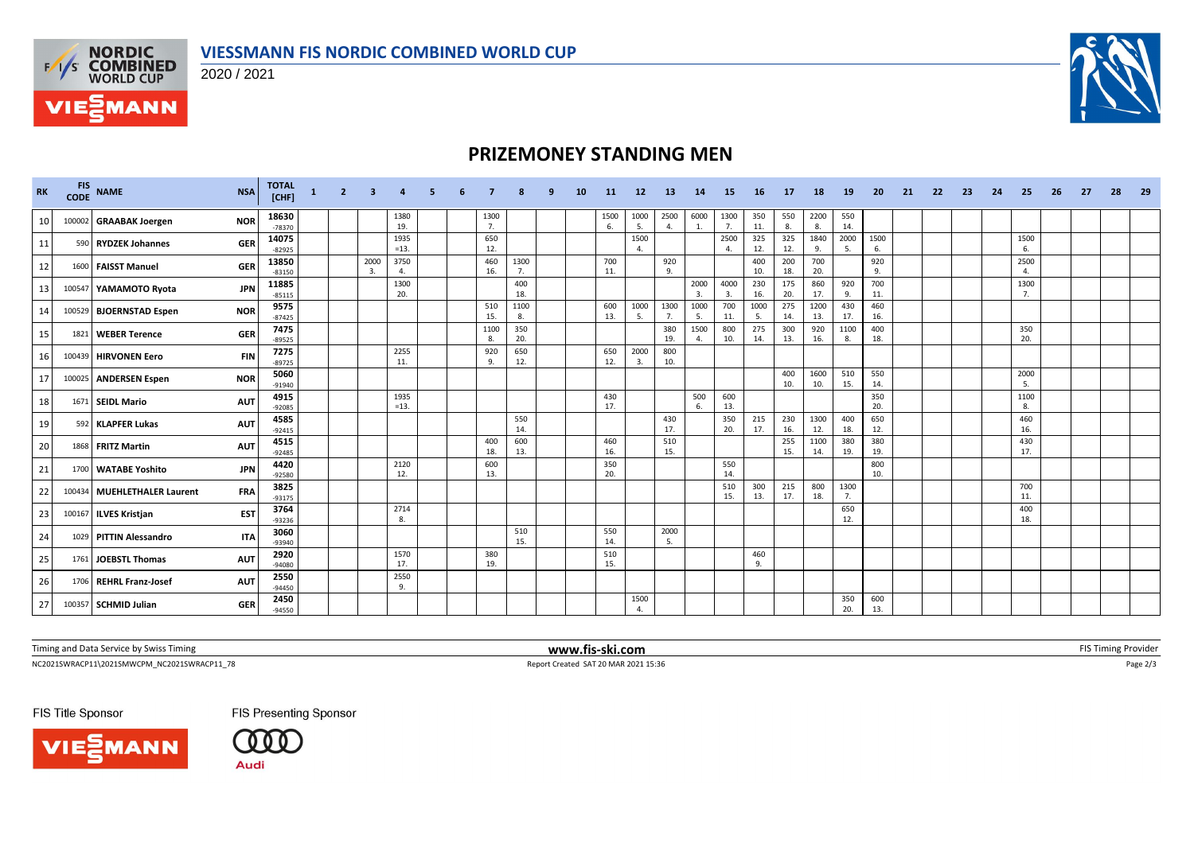# VIESSMANN FIS NORDIC COMBINED WORLD CUP

2020 / 2021

## PRIZEMONEY STANDING MEN

| RK | FIS CODE | NAME | NSA | TOTAL [CHF] | 1 | 2 | 3 | 4 | 5 | 6 | 7 | 8 | 9 | 10 | 11 | 12 | 13 | 14 | 15 | 16 | 17 | 18 | 19 | 20 | 21 | 22 | 23 | 24 | 25 | 26 | 27 | 28 | 29 |
|---|---|---|---|---|---|---|---|---|---|---|---|---|---|---|---|---|---|---|---|---|---|---|---|---|---|---|---|---|---|---|---|---|---|
| 10 | 100002 | GRAABAK Joergen | NOR | 18630 -78370 | | | | 1380 19. | | | 1300 7. | | | | 1500 6. | 1000 5. | 2500 4. | 6000 1. | 1300 7. | 350 11. | 550 8. | 2200 8. | 550 14. | | | | | | | | | | |
| 11 | 590 | RYDZEK Johannes | GER | 14075 -82925 | | | | 1935 =13. | | | 650 12. | | | | | 1500 4. | | | 2500 4. | 325 12. | 325 12. | 1840 9. | 2000 5. | 1500 6. | | | | | 1500 6. | | | | |
| 12 | 1600 | FAISST Manuel | GER | 13850 -83150 | | | 2000 3. | 3750 4. | | | 460 16. | 1300 7. | | | 700 11. | | 920 9. | | | 400 10. | 200 18. | 700 20. | | 920 9. | | | | | 2500 4. | | | | |
| 13 | 100547 | YAMAMOTO Ryota | JPN | 11885 -85115 | | | | 1300 20. | | | | 400 18. | | | | | | 2000 3. | 4000 3. | 230 16. | 175 20. | 860 17. | 920 9. | 700 11. | | | | | 1300 7. | | | | |
| 14 | 100529 | BJOERNSTAD Espen | NOR | 9575 -87425 | | | | | | | 510 15. | 1100 8. | | | 600 13. | 1000 5. | 1300 7. | 1000 5. | 700 11. | 1000 5. | 275 14. | 1200 13. | 430 17. | 460 16. | | | | | | | | | |
| 15 | 1821 | WEBER Terence | GER | 7475 -89525 | | | | | | | 1100 8. | 350 20. | | | | | 380 19. | 1500 4. | 800 10. | 275 14. | 300 13. | 920 16. | 1100 8. | 400 18. | | | | | 350 20. | | | | |
| 16 | 100439 | HIRVONEN Eero | FIN | 7275 -89725 | | | | 2255 11. | | | 920 9. | 650 12. | | | 650 12. | 2000 3. | 800 10. | | | | | | | | | | | | | | | | |
| 17 | 100025 | ANDERSEN Espen | NOR | 5060 -91940 | | | | | | | | | | | | | | | | | 400 10. | 1600 10. | 510 15. | 550 14. | | | | | 2000 5. | | | | |
| 18 | 1671 | SEIDL Mario | AUT | 4915 -92085 | | | | 1935 =13. | | | | | | | 430 17. | | | 500 6. | 600 13. | | | | | 350 20. | | | | | 1100 8. | | | | |
| 19 | 592 | KLAPFER Lukas | AUT | 4585 -92415 | | | | | | | | 550 14. | | | | | 430 17. | | 350 20. | 215 17. | 230 16. | 1300 12. | 400 18. | 650 12. | | | | | 460 16. | | | | |
| 20 | 1868 | FRITZ Martin | AUT | 4515 -92485 | | | | | | | 400 18. | 600 13. | | | 460 16. | | 510 15. | | | | 255 15. | 1100 14. | 380 19. | 380 19. | | | | | 430 17. | | | | |
| 21 | 1700 | WATABE Yoshito | JPN | 4420 -92580 | | | | 2120 12. | | | 600 13. | | | | 350 20. | | | | 550 14. | | | | | 800 10. | | | | | | | | | |
| 22 | 100434 | MUEHLETHALER Laurent | FRA | 3825 -93175 | | | | | | | | | | | | | | | 510 15. | 300 13. | 215 17. | 800 18. | 1300 7. | | | | | | 700 11. | | | | |
| 23 | 100167 | ILVES Kristjan | EST | 3764 -93236 | | | | 2714 8. | | | | | | | | | | | | | | | 650 12. | | | | | | 400 18. | | | | |
| 24 | 1029 | PITTIN Alessandro | ITA | 3060 -93940 | | | | | | | | 510 15. | | | 550 14. | | 2000 5. | | | | | | | | | | | | | | | | |
| 25 | 1761 | JOEBSTL Thomas | AUT | 2920 -94080 | | | | 1570 17. | | | 380 19. | | | | 510 15. | | | | | 460 9. | | | | | | | | | | | | | |
| 26 | 1706 | REHRL Franz-Josef | AUT | 2550 -94450 | | | | 2550 9. | | | | | | | | | | | | | | | | | | | | | | | | | |
| 27 | 100357 | SCHMID Julian | GER | 2450 -94550 | | | | | | | | | | | | 1500 4. | | | | | | | 350 20. | 600 13. | | | | | | | | | |

Timing and Data Service by Swiss Timing

www.fis-ski.com

FIS Timing Provider

NC2021SWRACP11\2021SMWCPM_NC2021SWRACP11_78

Report Created SAT 20 MAR 2021 15:36

FIS Title Sponsor

FIS Presenting Sponsor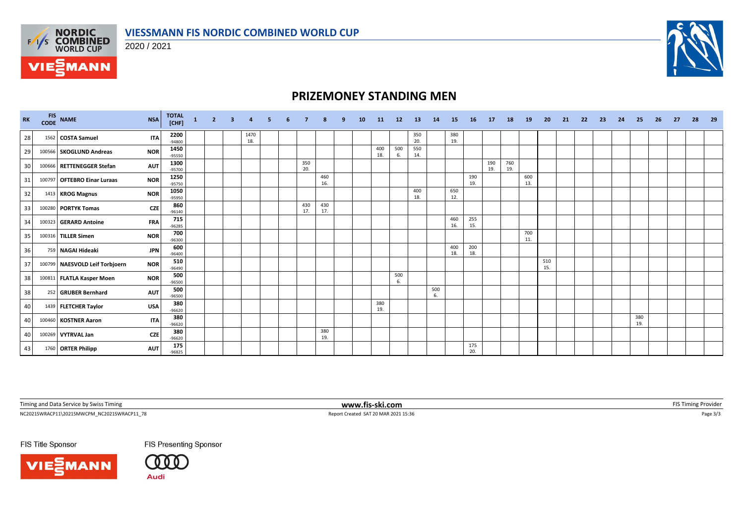# VIESSMANN FIS NORDIC COMBINED WORLD CUP

2020 / 2021

## PRIZEMONEY STANDING MEN

| RK | FIS CODE | NAME | NSA | TOTAL [CHF] | 1 | 2 | 3 | 4 | 5 | 6 | 7 | 8 | 9 | 10 | 11 | 12 | 13 | 14 | 15 | 16 | 17 | 18 | 19 | 20 | 21 | 22 | 23 | 24 | 25 | 26 | 27 | 28 | 29 |
|---|---|---|---|---|---|---|---|---|---|---|---|---|---|---|---|---|---|---|---|---|---|---|---|---|---|---|---|---|---|---|---|---|---|
| 28 | 1562 | COSTA Samuel | ITA | 2200 -94800 | | | | 1470 18. | | | | | | | | | 350 20. | | 380 19. | | | | | | | | | | | | | | |
| 29 | 100566 | SKOGLUND Andreas | NOR | 1450 -95550 | | | | | | | | | | | 400 18. | 500 6. | 550 14. | | | | | | | | | | | | | | | | |
| 30 | 100666 | RETTENEGGER Stefan | AUT | 1300 -95700 | | | | | | | 350 20. | | | | | | | | | | 190 19. | 760 19. | | | | | | | | | | | |
| 31 | 100797 | OFTEBRO Einar Luraas | NOR | 1250 -95750 | | | | | | | | 460 16. | | | | | | | | 190 19. | | | 600 13. | | | | | | | | | | |
| 32 | 1413 | KROG Magnus | NOR | 1050 -95950 | | | | | | | | | | | | | 400 18. | | 650 12. | | | | | | | | | | | | | | |
| 33 | 100280 | PORTYK Tomas | CZE | 860 -96140 | | | | | | | 430 17. | 430 17. | | | | | | | | | | | | | | | | | | | | | |
| 34 | 100323 | GERARD Antoine | FRA | 715 -96285 | | | | | | | | | | | | | | | 460 16. | 255 15. | | | | | | | | | | | | | |
| 35 | 100316 | TILLER Simen | NOR | 700 -96300 | | | | | | | | | | | | | | | | | | | 700 11. | | | | | | | | | | |
| 36 | 759 | NAGAI Hideaki | JPN | 600 -96400 | | | | | | | | | | | | | | | 400 18. | 200 18. | | | | | | | | | | | | | |
| 37 | 100799 | NAESVOLD Leif Torbjoern | NOR | 510 -96490 | | | | | | | | | | | | | | | | | | | | 510 15. | | | | | | | | | |
| 38 | 100811 | FLATLA Kasper Moen | NOR | 500 -96500 | | | | | | | | | | | | 500 6. | | | | | | | | | | | | | | | | | |
| 38 | 252 | GRUBER Bernhard | AUT | 500 -96500 | | | | | | | | | | | | | | 500 6. | | | | | | | | | | | | | | | |
| 40 | 1439 | FLETCHER Taylor | USA | 380 -96620 | | | | | | | | | | | 380 19. | | | | | | | | | | | | | | | | | | |
| 40 | 100460 | KOSTNER Aaron | ITA | 380 -96620 | | | | | | | | | | | | | | | | | | | | | | | | | 380 19. | | | | |
| 40 | 100269 | VYTRVAL Jan | CZE | 380 -96620 | | | | | | | | 380 19. | | | | | | | | | | | | | | | | | | | | | |
| 43 | 1760 | ORTER Philipp | AUT | 175 -96825 | | | | | | | | | | | | | | | | 175 20. | | | | | | | | | | | | | |

Timing and Data Service by Swiss Timing

www.fis-ski.com

FIS Timing Provider

NC2021SWRACP11\2021SMWCPM_NC2021SWRACP11_78

Report Created SAT 20 MAR 2021 15:36

FIS Title Sponsor

FIS Presenting Sponsor